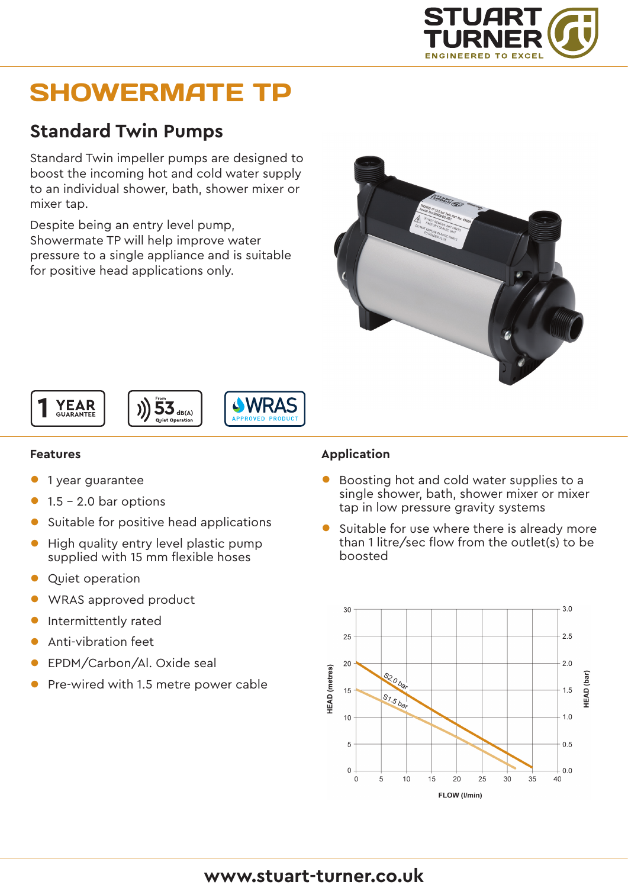# SHOWERMATE TP

## Standard Twin Pumps

Standard Twin impeller pumps are designed to boost the incoming hot and cold water supply to an individual shower, bath, shower mixer or mixer tap.

Despite being an entry level pump, Showermate TP will help improve water pressure to a single appliance and is suitable for positive head applications only.

1 YEAR GUARANTEE

From 53 dB(A) Quiet Operation

WRAS APPROVED PRODUCT

### Features

- 1 year guarantee
- 1.5 – 2.0 bar options
- Suitable for positive head applications
- High quality entry level plastic pump supplied with 15 mm flexible hoses
- Quiet operation
- WRAS approved product
- Intermittently rated
- Anti-vibration feet
- EPDM/Carbon/Al. Oxide seal
- Pre-wired with 1.5 metre power cable

### Application

- Boosting hot and cold water supplies to a single shower, bath, shower mixer or mixer tap in low pressure gravity systems
- Suitable for use where there is already more than 1 litre/sec flow from the outlet(s) to be boosted

HEAD (metres) / HEAD (bar) vs FLOW (l/min): S2.0 bar, S1.5 bar

www.stuart-turner.co.uk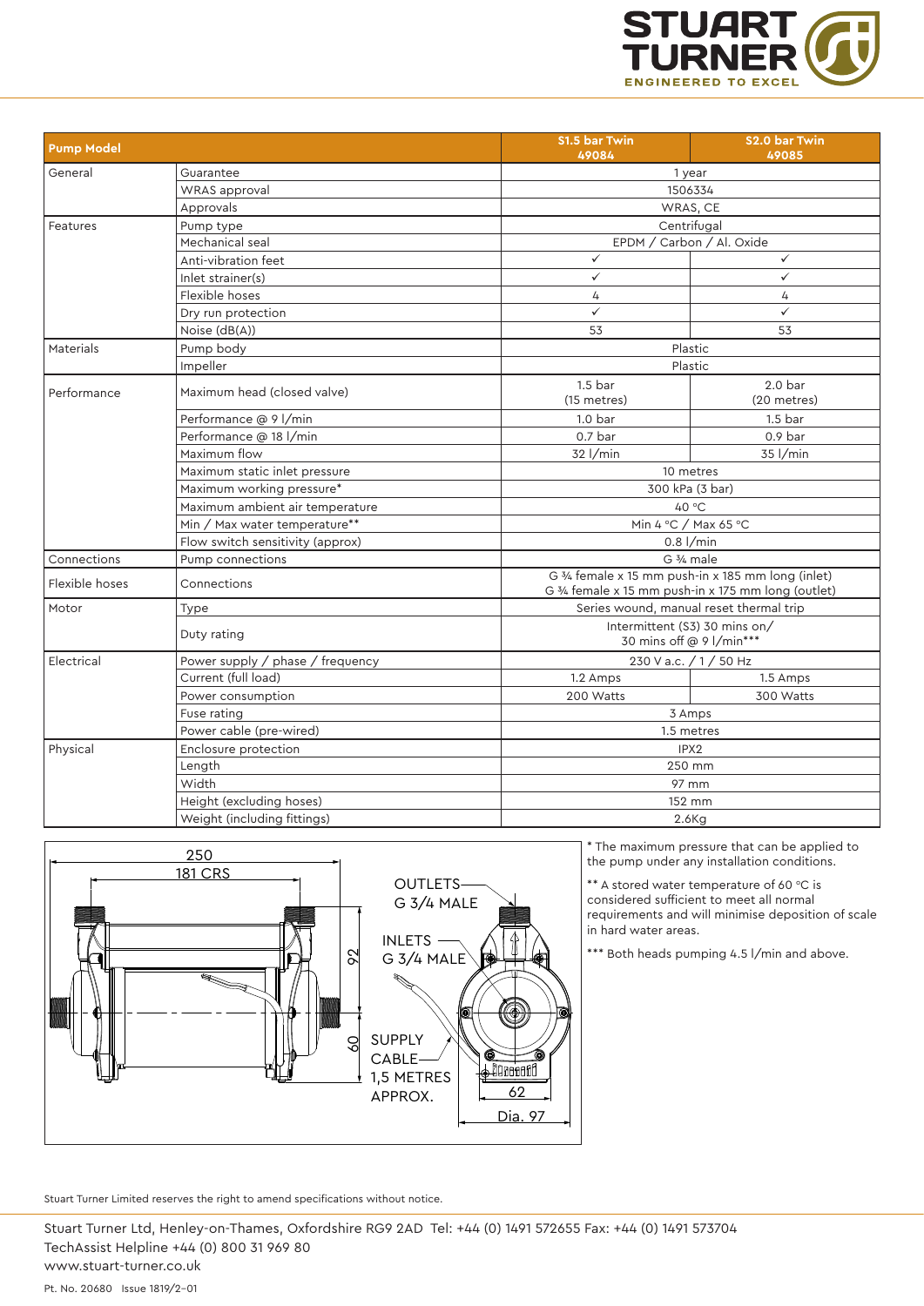| Pump Model | | S1.5 bar Twin 49084 | S2.0 bar Twin 49085 |
|---|---|---|---|
| General | Guarantee | 1 year | |
| | WRAS approval | 1506334 | |
| | Approvals | WRAS, CE | |
| Features | Pump type | Centrifugal | |
| | Mechanical seal | EPDM / Carbon / Al. Oxide | |
| | Anti-vibration feet | ✓ | ✓ |
| | Inlet strainer(s) | ✓ | ✓ |
| | Flexible hoses | 4 | 4 |
| | Dry run protection | ✓ | ✓ |
| | Noise (dB(A)) | 53 | 53 |
| Materials | Pump body | Plastic | |
| | Impeller | Plastic | |
| Performance | Maximum head (closed valve) | 1.5 bar (15 metres) | 2.0 bar (20 metres) |
| | Performance @ 9 l/min | 1.0 bar | 1.5 bar |
| | Performance @ 18 l/min | 0.7 bar | 0.9 bar |
| | Maximum flow | 32 l/min | 35 l/min |
| | Maximum static inlet pressure | 10 metres | |
| | Maximum working pressure* | 300 kPa (3 bar) | |
| | Maximum ambient air temperature | 40 °C | |
| | Min / Max water temperature** | Min 4 °C / Max 65 °C | |
| | Flow switch sensitivity (approx) | 0.8 l/min | |
| Connections | Pump connections | G ¾ male | |
| Flexible hoses | Connections | G ¾ female x 15 mm push-in x 185 mm long (inlet) G ¾ female x 15 mm push-in x 175 mm long (outlet) | |
| Motor | Type | Series wound, manual reset thermal trip | |
| | Duty rating | Intermittent (S3) 30 mins on/ 30 mins off @ 9 l/min*** | |
| Electrical | Power supply / phase / frequency | 230 V a.c. / 1 / 50 Hz | |
| | Current (full load) | 1.2 Amps | 1.5 Amps |
| | Power consumption | 200 Watts | 300 Watts |
| | Fuse rating | 3 Amps | |
| | Power cable (pre-wired) | 1.5 metres | |
| Physical | Enclosure protection | IPX2 | |
| | Length | 250 mm | |
| | Width | 97 mm | |
| | Height (excluding hoses) | 152 mm | |
| | Weight (including fittings) | 2.6Kg | |

250

181 CRS

92

60

OUTLETS G 3/4 MALE

INLETS G 3/4 MALE

SUPPLY CABLE 1,5 METRES APPROX.

62

Dia. 97

\* The maximum pressure that can be applied to the pump under any installation conditions.

\*\* A stored water temperature of 60 °C is considered sufficient to meet all normal requirements and will minimise deposition of scale in hard water areas.

\*\*\* Both heads pumping 4.5 l/min and above.

Stuart Turner Limited reserves the right to amend specifications without notice.

Stuart Turner Ltd, Henley-on-Thames, Oxfordshire RG9 2AD Tel: +44 (0) 1491 572655 Fax: +44 (0) 1491 573704
TechAssist Helpline +44 (0) 800 31 969 80
www.stuart-turner.co.uk

Pt. No. 20680 Issue 1819/2-01